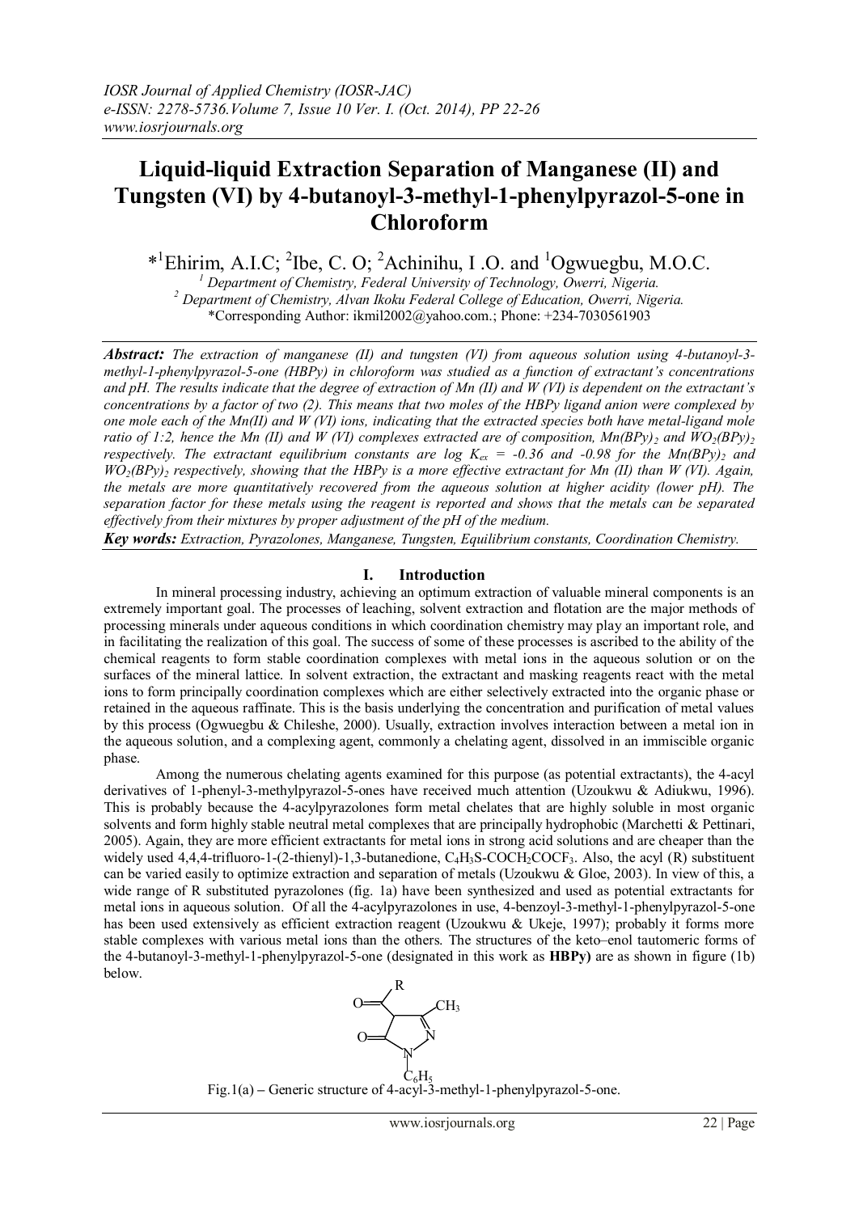# Liquid-liquid Extraction Separation of Manganese (II) and Tungsten (VI) by 4-butanoyl-3-methyl-1-phenylpyrazol-5-one in Chloroform

*[1]Ehirim, A.I.C; [2]Ibe, C. O; [2]Achinihu, I .O. and [1]Ogwuegbu, M.O.C.

[1] Department of Chemistry, Federal University of Technology, Owerri, Nigeria.
[2] Department of Chemistry, Alvan Ikoku Federal College of Education, Owerri, Nigeria.
*Corresponding Author: ikmil2002@yahoo.com.; Phone: +234-7030561903

***Abstract:*** *The extraction of manganese (II) and tungsten (VI) from aqueous solution using 4-butanoyl-3-methyl-1-phenylpyrazol-5-one (HBPy) in chloroform was studied as a function of extractant's concentrations and pH. The results indicate that the degree of extraction of Mn (II) and W (VI) is dependent on the extractant's concentrations by a factor of two (2). This means that two moles of the HBPy ligand anion were complexed by one mole each of the Mn(II) and W (VI) ions, indicating that the extracted species both have metal-ligand mole ratio of 1:2, hence the Mn (II) and W (VI) complexes extracted are of composition, $Mn(BPy)_2$ and $WO_2(BPy)_2$ respectively. The extractant equilibrium constants are log $K_{ex}$ = -0.36 and -0.98 for the $Mn(BPy)_2$ and $WO_2(BPy)_2$ respectively, showing that the HBPy is a more effective extractant for Mn (II) than W (VI). Again, the metals are more quantitatively recovered from the aqueous solution at higher acidity (lower pH). The separation factor for these metals using the reagent is reported and shows that the metals can be separated effectively from their mixtures by proper adjustment of the pH of the medium.*

***Key words:*** *Extraction, Pyrazolones, Manganese, Tungsten, Equilibrium constants, Coordination Chemistry.*

## I. Introduction

In mineral processing industry, achieving an optimum extraction of valuable mineral components is an extremely important goal. The processes of leaching, solvent extraction and flotation are the major methods of processing minerals under aqueous conditions in which coordination chemistry may play an important role, and in facilitating the realization of this goal. The success of some of these processes is ascribed to the ability of the chemical reagents to form stable coordination complexes with metal ions in the aqueous solution or on the surfaces of the mineral lattice. In solvent extraction, the extractant and masking reagents react with the metal ions to form principally coordination complexes which are either selectively extracted into the organic phase or retained in the aqueous raffinate. This is the basis underlying the concentration and purification of metal values by this process (Ogwuegbu & Chileshe, 2000). Usually, extraction involves interaction between a metal ion in the aqueous solution, and a complexing agent, commonly a chelating agent, dissolved in an immiscible organic phase.

Among the numerous chelating agents examined for this purpose (as potential extractants), the 4-acyl derivatives of 1-phenyl-3-methylpyrazol-5-ones have received much attention (Uzoukwu & Adiukwu, 1996). This is probably because the 4-acylpyrazolones form metal chelates that are highly soluble in most organic solvents and form highly stable neutral metal complexes that are principally hydrophobic (Marchetti & Pettinari, 2005). Again, they are more efficient extractants for metal ions in strong acid solutions and are cheaper than the widely used 4,4,4-trifluoro-1-(2-thienyl)-1,3-butanedione, $C_4H_3S\text{-}COCH_2COCF_3$. Also, the acyl (R) substituent can be varied easily to optimize extraction and separation of metals (Uzoukwu & Gloe, 2003). In view of this, a wide range of R substituted pyrazolones (fig. 1a) have been synthesized and used as potential extractants for metal ions in aqueous solution. Of all the 4-acylpyrazolones in use, 4-benzoyl-3-methyl-1-phenylpyrazol-5-one has been used extensively as efficient extraction reagent (Uzoukwu & Ukeje, 1997); probably it forms more stable complexes with various metal ions than the others. The structures of the keto–enol tautomeric forms of the 4-butanoyl-3-methyl-1-phenylpyrazol-5-one (designated in this work as **HBPy)** are as shown in figure (1b) below.

Fig.1(a) – Generic structure of 4-acyl-3-methyl-1-phenylpyrazol-5-one.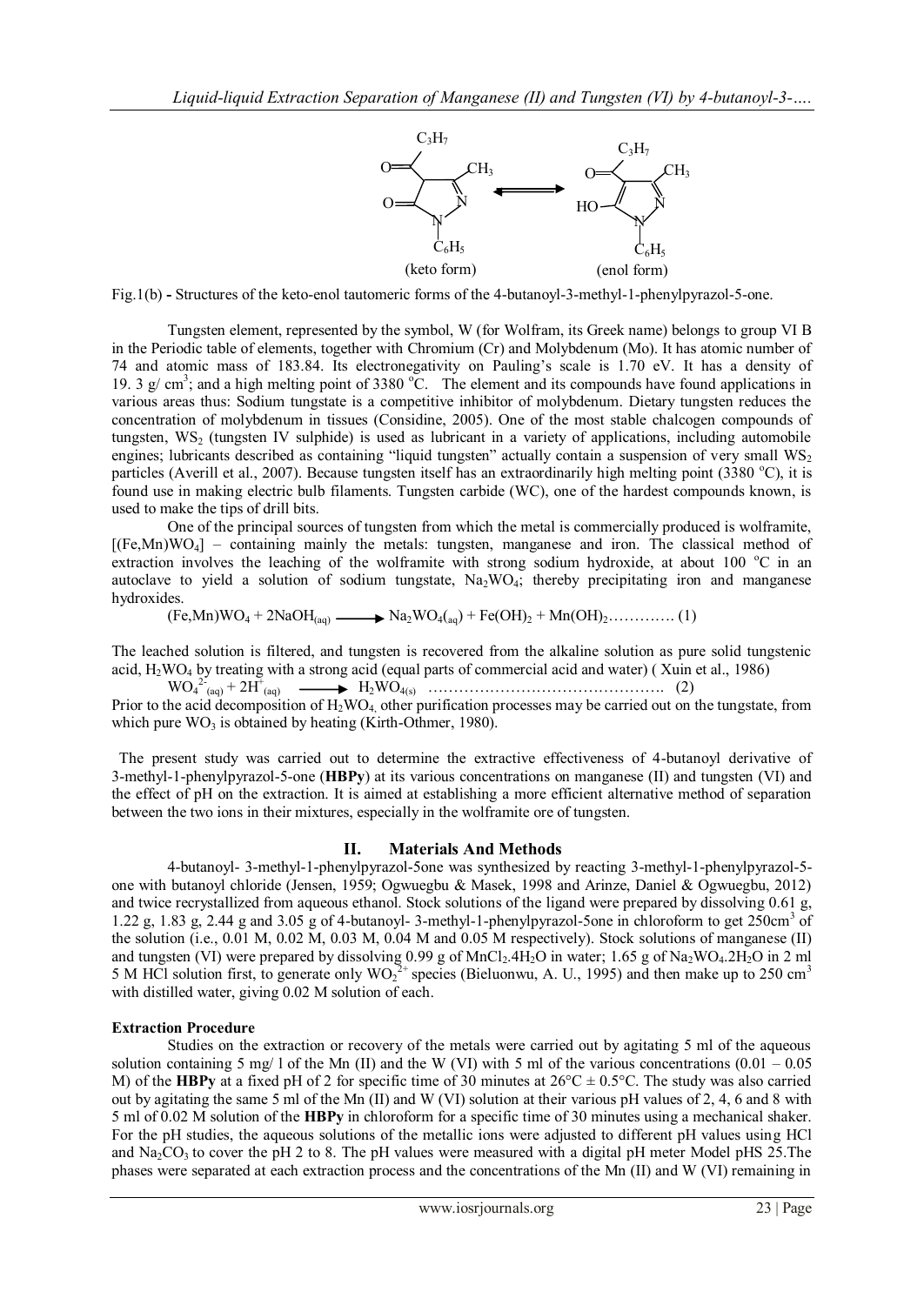Fig.1(b) **-** Structures of the keto-enol tautomeric forms of the 4-butanoyl-3-methyl-1-phenylpyrazol-5-one.

Tungsten element, represented by the symbol, W (for Wolfram, its Greek name) belongs to group VI B in the Periodic table of elements, together with Chromium (Cr) and Molybdenum (Mo). It has atomic number of 74 and atomic mass of 183.84. Its electronegativity on Pauling's scale is 1.70 eV. It has a density of 19. 3 g/ $cm^3$; and a high melting point of 3380 °C. The element and its compounds have found applications in various areas thus: Sodium tungstate is a competitive inhibitor of molybdenum. Dietary tungsten reduces the concentration of molybdenum in tissues (Considine, 2005). One of the most stable chalcogen compounds of tungsten, $WS_2$ (tungsten IV sulphide) is used as lubricant in a variety of applications, including automobile engines; lubricants described as containing "liquid tungsten" actually contain a suspension of very small $WS_2$ particles (Averill et al., 2007). Because tungsten itself has an extraordinarily high melting point (3380 °C), it is found use in making electric bulb filaments. Tungsten carbide (WC), one of the hardest compounds known, is used to make the tips of drill bits.

One of the principal sources of tungsten from which the metal is commercially produced is wolframite, $[(Fe,Mn)WO_4]$ – containing mainly the metals: tungsten, manganese and iron. The classical method of extraction involves the leaching of the wolframite with strong sodium hydroxide, at about 100 °C in an autoclave to yield a solution of sodium tungstate, $Na_2WO_4$; thereby precipitating iron and manganese hydroxides.

$$(Fe,Mn)WO_4 + 2NaOH_{(aq)} \longrightarrow Na_2WO_{4(aq)} + Fe(OH)_2 + Mn(OH)_2 \quad (1)$$

The leached solution is filtered, and tungsten is recovered from the alkaline solution as pure solid tungstenic acid, $H_2WO_4$ by treating with a strong acid (equal parts of commercial acid and water) ( Xuin et al., 1986)

$$WO_4^{2-}{}_{(aq)} + 2H^+_{(aq)} \longrightarrow H_2WO_{4(s)} \quad (2)$$

Prior to the acid decomposition of $H_2WO_4$, other purification processes may be carried out on the tungstate, from which pure $WO_3$ is obtained by heating (Kirth-Othmer, 1980).

The present study was carried out to determine the extractive effectiveness of 4-butanoyl derivative of 3-methyl-1-phenylpyrazol-5-one (**HBPy**) at its various concentrations on manganese (II) and tungsten (VI) and the effect of pH on the extraction. It is aimed at establishing a more efficient alternative method of separation between the two ions in their mixtures, especially in the wolframite ore of tungsten.

## II. Materials And Methods

4-butanoyl- 3-methyl-1-phenylpyrazol-5one was synthesized by reacting 3-methyl-1-phenylpyrazol-5-one with butanoyl chloride (Jensen, 1959; Ogwuegbu & Masek, 1998 and Arinze, Daniel & Ogwuegbu, 2012) and twice recrystallized from aqueous ethanol. Stock solutions of the ligand were prepared by dissolving 0.61 g, 1.22 g, 1.83 g, 2.44 g and 3.05 g of 4-butanoyl- 3-methyl-1-phenylpyrazol-5one in chloroform to get 250$cm^3$ of the solution (i.e., 0.01 M, 0.02 M, 0.03 M, 0.04 M and 0.05 M respectively). Stock solutions of manganese (II) and tungsten (VI) were prepared by dissolving 0.99 g of $MnCl_2.4H_2O$ in water; 1.65 g of $Na_2WO_4.2H_2O$ in 2 ml 5 M HCl solution first, to generate only $WO_2^{2+}$ species (Bieluonwu, A. U., 1995) and then make up to 250 $cm^3$ with distilled water, giving 0.02 M solution of each.

### Extraction Procedure

Studies on the extraction or recovery of the metals were carried out by agitating 5 ml of the aqueous solution containing 5 mg/ l of the Mn (II) and the W (VI) with 5 ml of the various concentrations (0.01 – 0.05 M) of the **HBPy** at a fixed pH of 2 for specific time of 30 minutes at 26°C ± 0.5°C. The study was also carried out by agitating the same 5 ml of the Mn (II) and W (VI) solution at their various pH values of 2, 4, 6 and 8 with 5 ml of 0.02 M solution of the **HBPy** in chloroform for a specific time of 30 minutes using a mechanical shaker. For the pH studies, the aqueous solutions of the metallic ions were adjusted to different pH values using HCl and $Na_2CO_3$ to cover the pH 2 to 8. The pH values were measured with a digital pH meter Model pHS 25.The phases were separated at each extraction process and the concentrations of the Mn (II) and W (VI) remaining in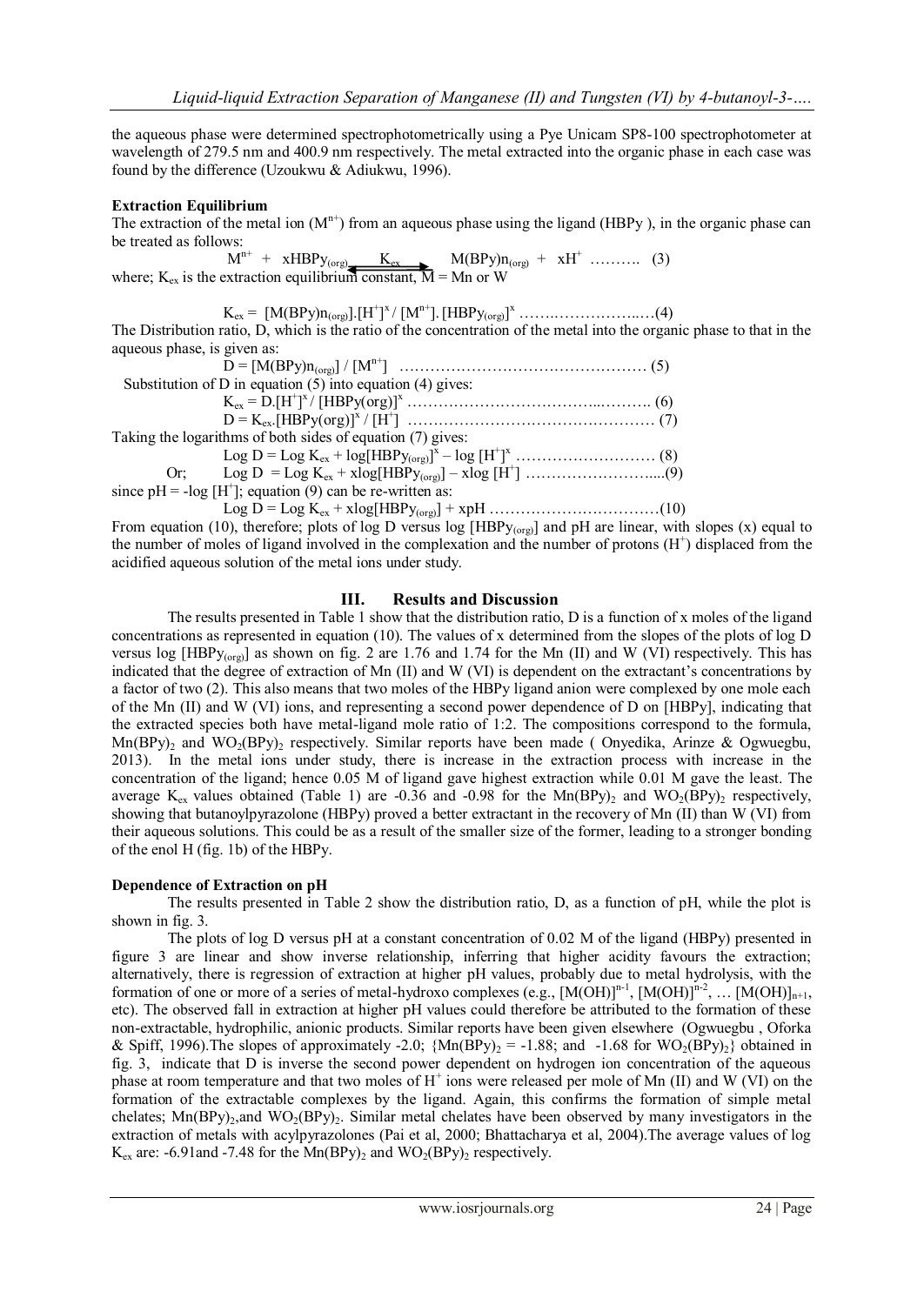the aqueous phase were determined spectrophotometrically using a Pye Unicam SP8-100 spectrophotometer at wavelength of 279.5 nm and 400.9 nm respectively. The metal extracted into the organic phase in each case was found by the difference (Uzoukwu & Adiukwu, 1996).

**Extraction Equilibrium**

The extraction of the metal ion ($M^{n+}$) from an aqueous phase using the ligand (HBPy ), in the organic phase can be treated as follows:

$$M^{n+} + xHBPy_{(org)} \xrightleftharpoons{K_{ex}} M(BPy)n_{(org)} + xH^{+} \quad \text{……….} \quad (3)$$

where; $K_{ex}$ is the extraction equilibrium constant, M = Mn or W

$$K_{ex} = [M(BPy)n_{(org)}].[H^{+}]^{x} / [M^{n+}].[HBPy_{(org)}]^{x} \quad \text{……………………..…} (4)$$

The Distribution ratio, D, which is the ratio of the concentration of the metal into the organic phase to that in the aqueous phase, is given as:

$$D = [M(BPy)n_{(org)}] / [M^{n+}] \quad \text{…………………………………………} (5)$$

Substitution of D in equation (5) into equation (4) gives:

$$K_{ex} = D.[H^{+}]^{x} / [HBPy(org)]^{x} \quad \text{…………………………………..……….} (6)$$

$$D = K_{ex}.[HBPy(org)]^{x} / [H^{+}] \quad \text{…………………………………………} (7)$$

Taking the logarithms of both sides of equation (7) gives:

$$\text{Log } D = \text{Log } K_{ex} + \log[HBPy_{(org)}]^{x} - \log [H^{+}]^{x} \quad \text{………………………} (8)$$

Or; $$\text{Log } D = \text{Log } K_{ex} + x\log[HBPy_{(org)}] - x\log [H^{+}] \quad \text{……………………....} (9)$$

since pH = -log [$H^{+}$]; equation (9) can be re-written as:

$$\text{Log } D = \text{Log } K_{ex} + x\log[HBPy_{(org)}] + xpH \quad \text{……………………………} (10)$$

From equation (10), therefore; plots of log D versus log [$HBPy_{(org)}$] and pH are linear, with slopes (x) equal to the number of moles of ligand involved in the complexation and the number of protons ($H^{+}$) displaced from the acidified aqueous solution of the metal ions under study.

## III. Results and Discussion

The results presented in Table 1 show that the distribution ratio, D is a function of x moles of the ligand concentrations as represented in equation (10). The values of x determined from the slopes of the plots of log D versus log [$HBPy_{(org)}$] as shown on fig. 2 are 1.76 and 1.74 for the Mn (II) and W (VI) respectively. This has indicated that the degree of extraction of Mn (II) and W (VI) is dependent on the extractant's concentrations by a factor of two (2). This also means that two moles of the HBPy ligand anion were complexed by one mole each of the Mn (II) and W (VI) ions, and representing a second power dependence of D on [HBPy], indicating that the extracted species both have metal-ligand mole ratio of 1:2. The compositions correspond to the formula, $Mn(BPy)_2$ and $WO_2(BPy)_2$ respectively. Similar reports have been made ( Onyedika, Arinze & Ogwuegbu, 2013). In the metal ions under study, there is increase in the extraction process with increase in the concentration of the ligand; hence 0.05 M of ligand gave highest extraction while 0.01 M gave the least. The average $K_{ex}$ values obtained (Table 1) are -0.36 and -0.98 for the $Mn(BPy)_2$ and $WO_2(BPy)_2$ respectively, showing that butanoylpyrazolone (HBPy) proved a better extractant in the recovery of Mn (II) than W (VI) from their aqueous solutions. This could be as a result of the smaller size of the former, leading to a stronger bonding of the enol H (fig. 1b) of the HBPy.

**Dependence of Extraction on pH**

The results presented in Table 2 show the distribution ratio, D, as a function of pH, while the plot is shown in fig. 3.

The plots of log D versus pH at a constant concentration of 0.02 M of the ligand (HBPy) presented in figure 3 are linear and show inverse relationship, inferring that higher acidity favours the extraction; alternatively, there is regression of extraction at higher pH values, probably due to metal hydrolysis, with the formation of one or more of a series of metal-hydroxo complexes (e.g., $[M(OH)]^{n-1}$, $[M(OH)]^{n-2}$, … $[M(OH)]_{n+1}$, etc). The observed fall in extraction at higher pH values could therefore be attributed to the formation of these non-extractable, hydrophilic, anionic products. Similar reports have been given elsewhere (Ogwuegbu , Oforka & Spiff, 1996).The slopes of approximately -2.0; {$Mn(BPy)_2$ = -1.88; and -1.68 for $WO_2(BPy)_2$} obtained in fig. 3, indicate that D is inverse the second power dependent on hydrogen ion concentration of the aqueous phase at room temperature and that two moles of $H^{+}$ ions were released per mole of Mn (II) and W (VI) on the formation of the extractable complexes by the ligand. Again, this confirms the formation of simple metal chelates; $Mn(BPy)_2$,and $WO_2(BPy)_2$. Similar metal chelates have been observed by many investigators in the extraction of metals with acylpyrazolones (Pai et al, 2000; Bhattacharya et al, 2004).The average values of log $K_{ex}$ are: -6.91and -7.48 for the $Mn(BPy)_2$ and $WO_2(BPy)_2$ respectively.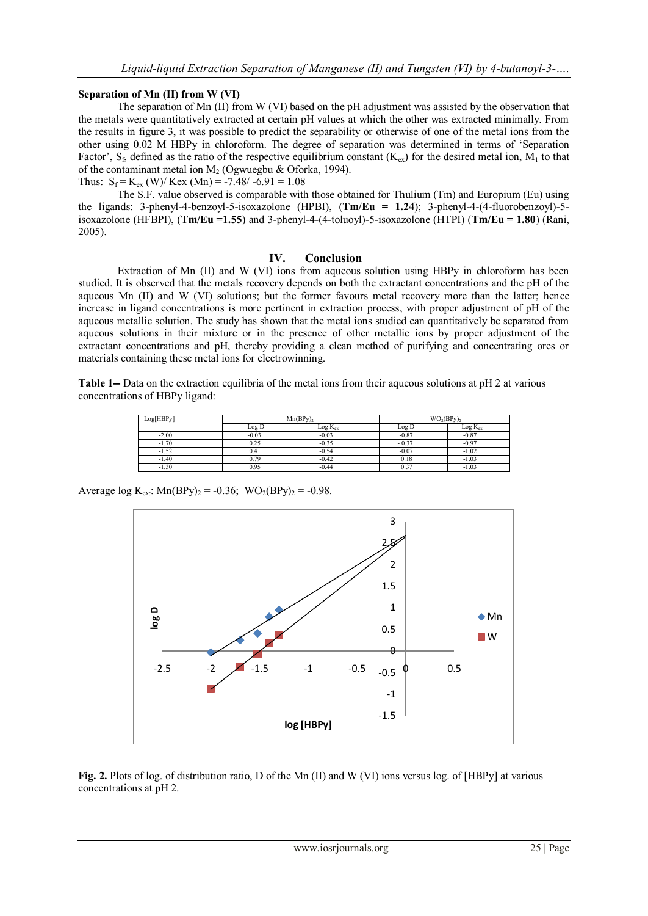### Separation of Mn (II) from W (VI)

The separation of Mn (II) from W (VI) based on the pH adjustment was assisted by the observation that the metals were quantitatively extracted at certain pH values at which the other was extracted minimally. From the results in figure 3, it was possible to predict the separability or otherwise of one of the metal ions from the other using 0.02 M HBPy in chloroform. The degree of separation was determined in terms of 'Separation Factor', $S_f$, defined as the ratio of the respective equilibrium constant ($K_{ex}$) for the desired metal ion, $M_1$ to that of the contaminant metal ion $M_2$ (Ogwuegbu & Oforka, 1994).

Thus: $S_f = K_{ex}(W)/ Kex(Mn) = -7.48/ -6.91 = 1.08$

The S.F. value observed is comparable with those obtained for Thulium (Tm) and Europium (Eu) using the ligands: 3-phenyl-4-benzoyl-5-isoxazolone (HPBI), (**Tm/Eu = 1.24**); 3-phenyl-4-(4-fluorobenzoyl)-5-isoxazolone (HFBPI), (**Tm/Eu =1.55**) and 3-phenyl-4-(4-toluoyl)-5-isoxazolone (HTPI) (**Tm/Eu = 1.80**) (Rani, 2005).

## IV. Conclusion

Extraction of Mn (II) and W (VI) ions from aqueous solution using HBPy in chloroform has been studied. It is observed that the metals recovery depends on both the extractant concentrations and the pH of the aqueous Mn (II) and W (VI) solutions; but the former favours metal recovery more than the latter; hence increase in ligand concentrations is more pertinent in extraction process, with proper adjustment of pH of the aqueous metallic solution. The study has shown that the metal ions studied can quantitatively be separated from aqueous solutions in their mixture or in the presence of other metallic ions by proper adjustment of the extractant concentrations and pH, thereby providing a clean method of purifying and concentrating ores or materials containing these metal ions for electrowinning.

**Table 1--** Data on the extraction equilibria of the metal ions from their aqueous solutions at pH 2 at various concentrations of HBPy ligand:

| Log[HBPy] | $Mn(BPy)_2$ | | $WO_2(BPy)_2$ | |
|---|---|---|---|---|
| | Log D | Log $K_{ex}$ | Log D | Log $K_{ex}$ |
| -2.00 | -0.03 | -0.03 | -0.87 | -0.87 |
| -1.70 | 0.25 | -0.35 | - 0.37 | -0.97 |
| -1.52 | 0.41 | -0.54 | -0.07 | -1.02 |
| -1.40 | 0.79 | -0.42 | 0.18 | -1.03 |
| -1.30 | 0.95 | -0.44 | 0.37 | -1.03 |

Average log $K_{ex}$: $Mn(BPy)_2 = -0.36$; $WO_2(BPy)_2 = -0.98$.

**Fig. 2.** Plots of log. of distribution ratio, D of the Mn (II) and W (VI) ions versus log. of [HBPy] at various concentrations at pH 2.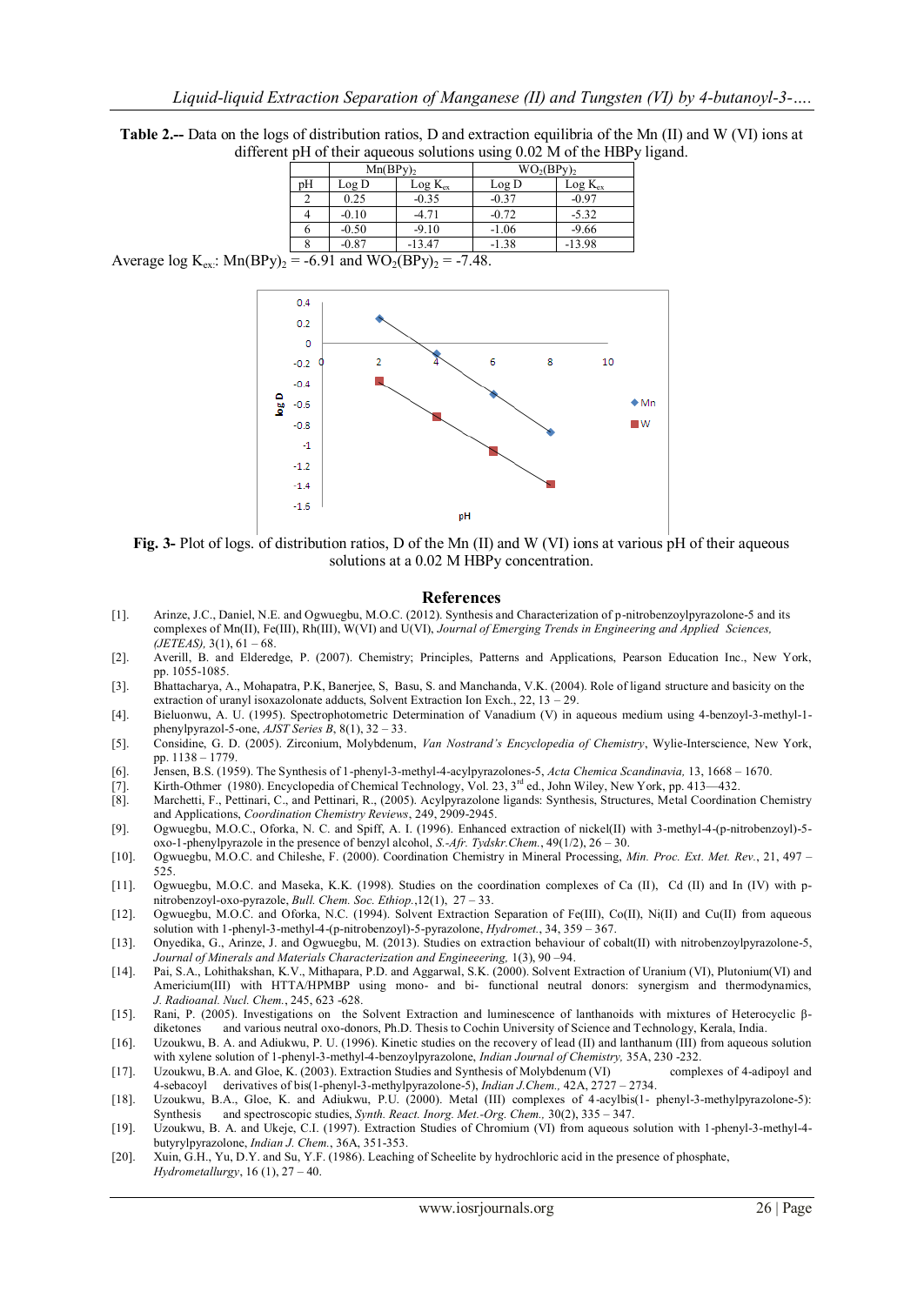**Table 2.--** Data on the logs of distribution ratios, D and extraction equilibria of the Mn (II) and W (VI) ions at different pH of their aqueous solutions using 0.02 M of the HBPy ligand.

| | $Mn(BPy)_2$ | | $WO_2(BPy)_2$ | |
|---|---|---|---|---|
| pH | Log D | Log $K_{ex}$ | Log D | Log $K_{ex}$ |
| 2 | 0.25 | -0.35 | -0.37 | -0.97 |
| 4 | -0.10 | -4.71 | -0.72 | -5.32 |
| 6 | -0.50 | -9.10 | -1.06 | -9.66 |
| 8 | -0.87 | -13.47 | -1.38 | -13.98 |

Average log $K_{ex}$: $Mn(BPy)_2$ = -6.91 and $WO_2(BPy)_2$ = -7.48.

0.4
0.2
0
-0.2
-0.4
-0.6
-0.8
-1
-1.2
-1.4
-1.6
0
2
4
6
8
10
log D
pH
Mn
W

**Fig. 3-** Plot of logs. of distribution ratios, D of the Mn (II) and W (VI) ions at various pH of their aqueous solutions at a 0.02 M HBPy concentration.

## References

[1]. Arinze, J.C., Daniel, N.E. and Ogwuegbu, M.O.C. (2012). Synthesis and Characterization of p-nitrobenzoylpyrazolone-5 and its complexes of Mn(II), Fe(III), Rh(III), W(VI) and U(VI), *Journal of Emerging Trends in Engineering and Applied Sciences, (JETEAS),* 3(1), 61 – 68.

[2]. Averill, B. and Elderedge, P. (2007). Chemistry; Principles, Patterns and Applications, Pearson Education Inc., New York, pp. 1055-1085.

[3]. Bhattacharya, A., Mohapatra, P.K, Banerjee, S, Basu, S. and Manchanda, V.K. (2004). Role of ligand structure and basicity on the extraction of uranyl isoxazolonate adducts, Solvent Extraction Ion Exch., 22, 13 – 29.

[4]. Bieluonwu, A. U. (1995). Spectrophotometric Determination of Vanadium (V) in aqueous medium using 4-benzoyl-3-methyl-1-phenylpyrazol-5-one, *AJST Series B*, 8(1), 32 – 33.

[5]. Considine, G. D. (2005). Zirconium, Molybdenum, *Van Nostrand's Encyclopedia of Chemistry*, Wylie-Interscience, New York, pp. 1138 – 1779.

[6]. Jensen, B.S. (1959). The Synthesis of 1-phenyl-3-methyl-4-acylpyrazolones-5, *Acta Chemica Scandinavia,* 13, 1668 – 1670.

[7]. Kirth-Othmer (1980). Encyclopedia of Chemical Technology, Vol. 23, 3rd ed., John Wiley, New York, pp. 413—432.

[8]. Marchetti, F., Pettinari, C., and Pettinari, R., (2005). Acylpyrazolone ligands: Synthesis, Structures, Metal Coordination Chemistry and Applications, *Coordination Chemistry Reviews*, 249, 2909-2945.

[9]. Ogwuegbu, M.O.C., Oforka, N. C. and Spiff, A. I. (1996). Enhanced extraction of nickel(II) with 3-methyl-4-(p-nitrobenzoyl)-5-oxo-1-phenylpyrazole in the presence of benzyl alcohol, *S.-Afr. Tydskr.Chem.*, 49(1/2), 26 – 30.

[10]. Ogwuegbu, M.O.C. and Chileshe, F. (2000). Coordination Chemistry in Mineral Processing, *Min. Proc. Ext. Met. Rev.*, 21, 497 – 525.

[11]. Ogwuegbu, M.O.C. and Maseka, K.K. (1998). Studies on the coordination complexes of Ca (II), Cd (II) and In (IV) with p-nitrobenzoyl-oxo-pyrazole, *Bull. Chem. Soc. Ethiop.*,12(1), 27 – 33.

[12]. Ogwuegbu, M.O.C. and Oforka, N.C. (1994). Solvent Extraction Separation of Fe(III), Co(II), Ni(II) and Cu(II) from aqueous solution with 1-phenyl-3-methyl-4-(p-nitrobenzoyl)-5-pyrazolone, *Hydromet.*, 34, 359 – 367.

[13]. Onyedika, G., Arinze, J. and Ogwuegbu, M. (2013). Studies on extraction behaviour of cobalt(II) with nitrobenzoylpyrazolone-5, *Journal of Minerals and Materials Characterization and Engineeering,* 1(3), 90 –94.

[14]. Pai, S.A., Lohithakshan, K.V., Mithapara, P.D. and Aggarwal, S.K. (2000). Solvent Extraction of Uranium (VI), Plutonium(VI) and Americium(III) with HTTA/HPMBP using mono- and bi- functional neutral donors: synergism and thermodynamics, *J. Radioanal. Nucl. Chem.*, 245, 623 -628.

[15]. Rani, P. (2005). Investigations on the Solvent Extraction and luminescence of lanthanoids with mixtures of Heterocyclic β-diketones and various neutral oxo-donors, Ph.D. Thesis to Cochin University of Science and Technology, Kerala, India.

[16]. Uzoukwu, B. A. and Adiukwu, P. U. (1996). Kinetic studies on the recovery of lead (II) and lanthanum (III) from aqueous solution with xylene solution of 1-phenyl-3-methyl-4-benzoylpyrazolone, *Indian Journal of Chemistry,* 35A, 230 -232.

[17]. Uzoukwu, B.A. and Gloe, K. (2003). Extraction Studies and Synthesis of Molybdenum (VI) complexes of 4-adipoyl and 4-sebacoyl derivatives of bis(1-phenyl-3-methylpyrazolone-5), *Indian J.Chem.,* 42A, 2727 – 2734.

[18]. Uzoukwu, B.A., Gloe, K. and Adiukwu, P.U. (2000). Metal (III) complexes of 4-acylbis(1- phenyl-3-methylpyrazolone-5): Synthesis and spectroscopic studies, *Synth. React. Inorg. Met.-Org. Chem.,* 30(2), 335 – 347.

[19]. Uzoukwu, B. A. and Ukeje, C.I. (1997). Extraction Studies of Chromium (VI) from aqueous solution with 1-phenyl-3-methyl-4-butyrylpyrazolone, *Indian J. Chem.*, 36A, 351-353.

[20]. Xuin, G.H., Yu, D.Y. and Su, Y.F. (1986). Leaching of Scheelite by hydrochloric acid in the presence of phosphate, *Hydrometallurgy*, 16 (1), 27 – 40.